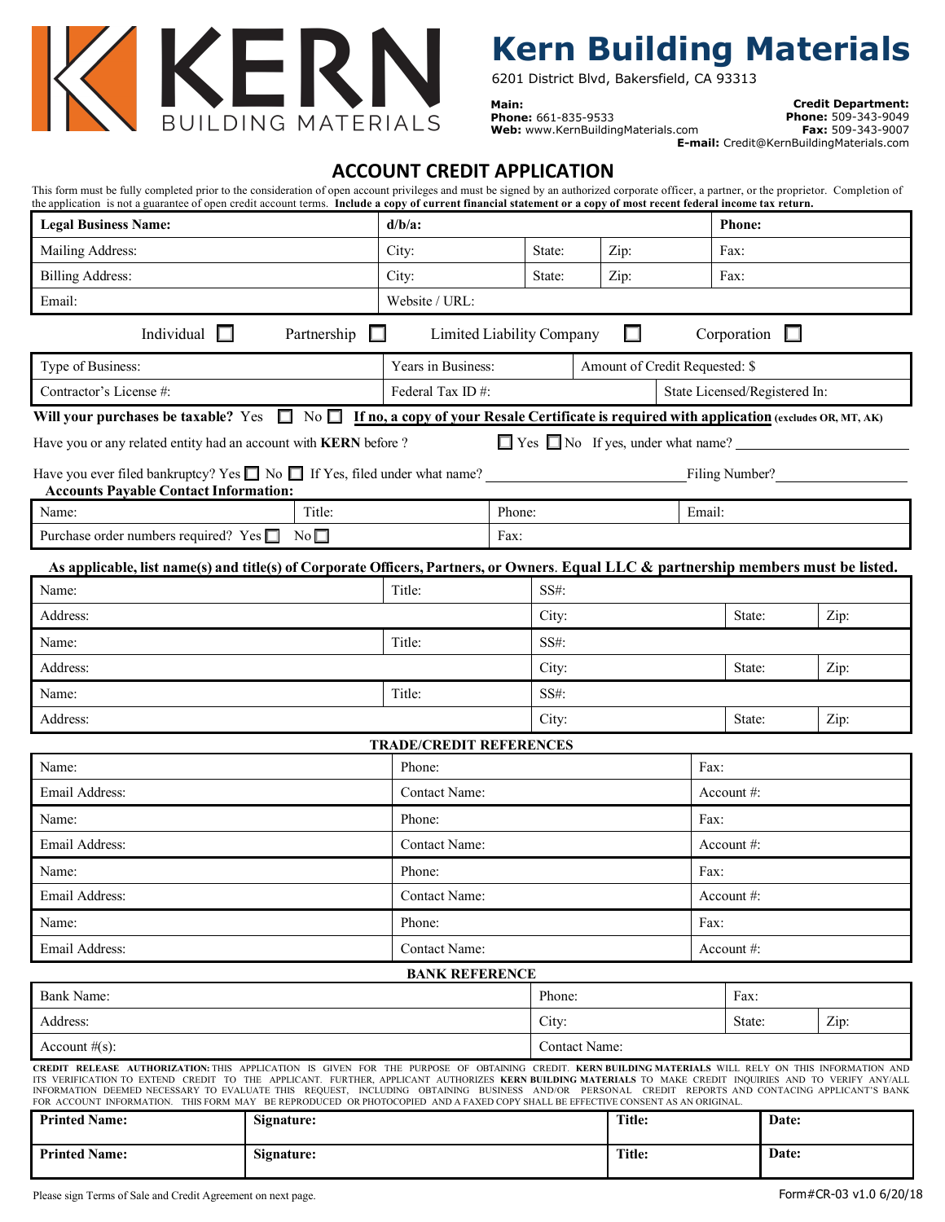# Kern Building Materials

6201 District Blvd, Bakersfield, CA 93313

**Main:**
**Phone:** 661-835-9533
**Web:** www.KernBuildingMaterials.com

**Credit Department:**
**Phone:** 509-343-9049
**Fax:** 509-343-9007
**E-mail:** Credit@KernBuildingMaterials.com

## ACCOUNT CREDIT APPLICATION

This form must be fully completed prior to the consideration of open account privileges and must be signed by an authorized corporate officer, a partner, or the proprietor. Completion of the application is not a guarantee of open credit account terms. **Include a copy of current financial statement or a copy of most recent federal income tax return.**

| **Legal Business Name:** | **d/b/a:** | | | **Phone:** |
|---|---|---|---|---|
| Mailing Address: | City: | State: | Zip: | Fax: |
| Billing Address: | City: | State: | Zip: | Fax: |
| Email: | Website / URL: | | | |

Individual ☐ Partnership ☐ Limited Liability Company ☐ Corporation ☐

| Type of Business: | Years in Business: | Amount of Credit Requested: $ |
|---|---|---|
| Contractor's License #: | Federal Tax ID #: | State Licensed/Registered In: |

**Will your purchases be taxable?** Yes ☐ No ☐ **If no, a copy of your Resale Certificate is required with application (excludes OR, MT, AK)**

Have you or any related entity had an account with **KERN** before ? ☐ Yes ☐ No If yes, under what name? ______________________

Have you ever filed bankruptcy? Yes ☐ No ☐ If Yes, filed under what name? ______________________ Filing Number? ______________

**Accounts Payable Contact Information:**

| Name: | Title: | Phone: | Email: |
|---|---|---|---|
| Purchase order numbers required? Yes ☐ No ☐ | | Fax: | |

**As applicable, list name(s) and title(s) of Corporate Officers, Partners, or Owners. Equal LLC & partnership members must be listed.**

| Name: | Title: | SS#: | | |
|---|---|---|---|---|
| Address: | | City: | State: | Zip: |
| Name: | Title: | SS#: | | |
| Address: | | City: | State: | Zip: |
| Name: | Title: | SS#: | | |
| Address: | | City: | State: | Zip: |

**TRADE/CREDIT REFERENCES**

| Name: | Phone: | Fax: |
|---|---|---|
| Email Address: | Contact Name: | Account #: |
| Name: | Phone: | Fax: |
| Email Address: | Contact Name: | Account #: |
| Name: | Phone: | Fax: |
| Email Address: | Contact Name: | Account #: |
| Name: | Phone: | Fax: |
| Email Address: | Contact Name: | Account #: |

**BANK REFERENCE**

| Bank Name: | Phone: | Fax: | |
|---|---|---|---|
| Address: | City: | State: | Zip: |
| Account #(s): | Contact Name: | | |

**CREDIT RELEASE AUTHORIZATION:** THIS APPLICATION IS GIVEN FOR THE PURPOSE OF OBTAINING CREDIT. **KERN BUILDING MATERIALS** WILL RELY ON THIS INFORMATION AND ITS VERIFICATION TO EXTEND CREDIT TO THE APPLICANT. FURTHER, APPLICANT AUTHORIZES **KERN BUILDING MATERIALS** TO MAKE CREDIT INQUIRIES AND TO VERIFY ANY/ALL INFORMATION DEEMED NECESSARY TO EVALUATE THIS REQUEST, INCLUDING OBTAINING BUSINESS AND/OR PERSONAL CREDIT REPORTS AND CONTACING APPLICANT'S BANK FOR ACCOUNT INFORMATION. THIS FORM MAY BE REPRODUCED OR PHOTOCOPIED AND A FAXED COPY SHALL BE EFFECTIVE CONSENT AS AN ORIGINAL.

| **Printed Name:** | **Signature:** | **Title:** | **Date:** |
|---|---|---|---|
| **Printed Name:** | **Signature:** | **Title:** | **Date:** |

Please sign Terms of Sale and Credit Agreement on next page.

Form#CR-03 v1.0 6/20/18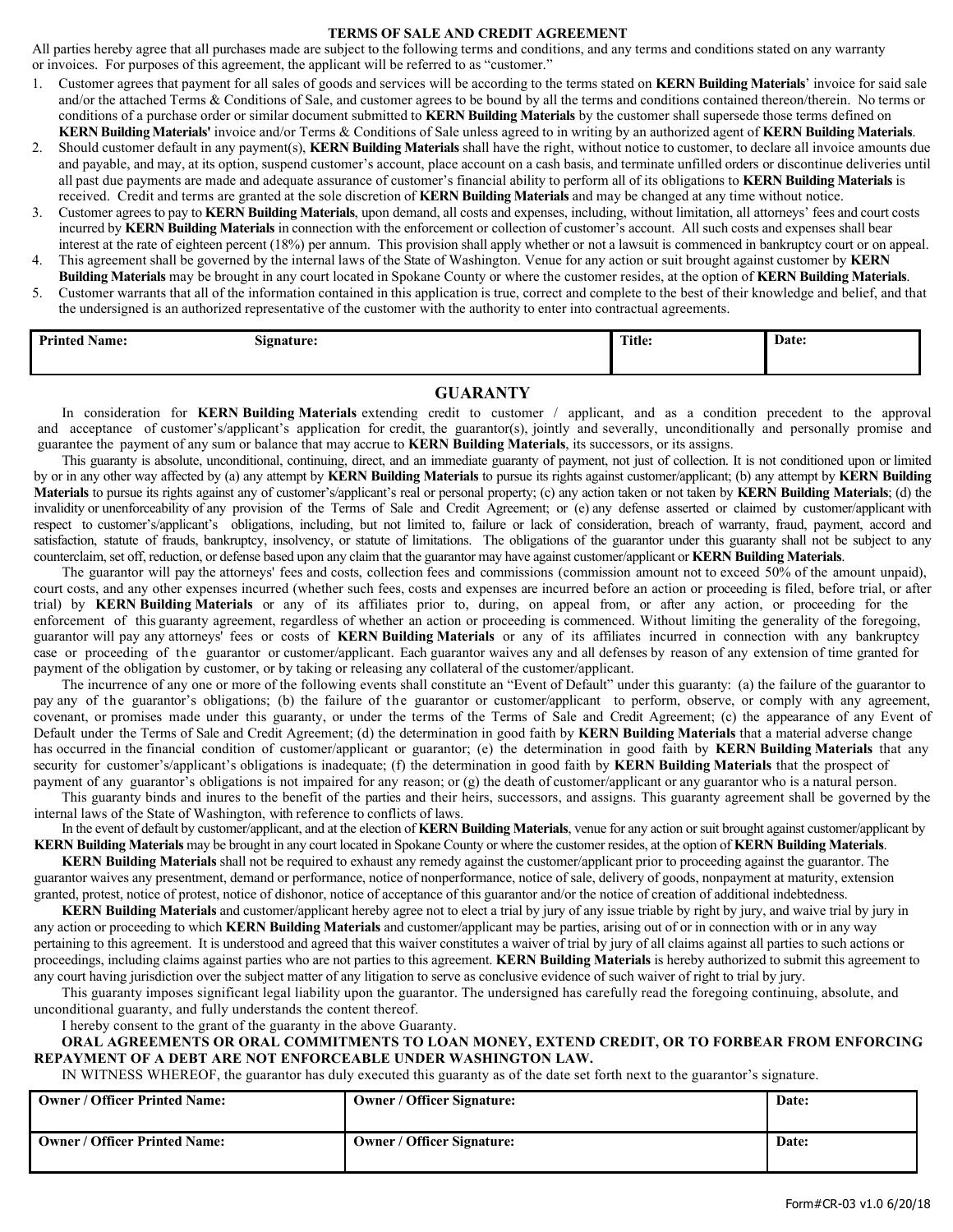## TERMS OF SALE AND CREDIT AGREEMENT

All parties hereby agree that all purchases made are subject to the following terms and conditions, and any terms and conditions stated on any warranty or invoices. For purposes of this agreement, the applicant will be referred to as "customer."

1. Customer agrees that payment for all sales of goods and services will be according to the terms stated on **KERN Building Materials**' invoice for said sale and/or the attached Terms & Conditions of Sale, and customer agrees to be bound by all the terms and conditions contained thereon/therein. No terms or conditions of a purchase order or similar document submitted to **KERN Building Materials** by the customer shall supersede those terms defined on **KERN Building Materials'** invoice and/or Terms & Conditions of Sale unless agreed to in writing by an authorized agent of **KERN Building Materials**.
2. Should customer default in any payment(s), **KERN Building Materials** shall have the right, without notice to customer, to declare all invoice amounts due and payable, and may, at its option, suspend customer's account, place account on a cash basis, and terminate unfilled orders or discontinue deliveries until all past due payments are made and adequate assurance of customer's financial ability to perform all of its obligations to **KERN Building Materials** is received. Credit and terms are granted at the sole discretion of **KERN Building Materials** and may be changed at any time without notice.
3. Customer agrees to pay to **KERN Building Materials**, upon demand, all costs and expenses, including, without limitation, all attorneys' fees and court costs incurred by **KERN Building Materials** in connection with the enforcement or collection of customer's account. All such costs and expenses shall bear interest at the rate of eighteen percent (18%) per annum. This provision shall apply whether or not a lawsuit is commenced in bankruptcy court or on appeal.
4. This agreement shall be governed by the internal laws of the State of Washington. Venue for any action or suit brought against customer by **KERN Building Materials** may be brought in any court located in Spokane County or where the customer resides, at the option of **KERN Building Materials**.
5. Customer warrants that all of the information contained in this application is true, correct and complete to the best of their knowledge and belief, and that the undersigned is an authorized representative of the customer with the authority to enter into contractual agreements.

| Printed Name: | Signature: | Title: | Date: |
|---|---|---|---|
| | | | |

## GUARANTY

In consideration for **KERN Building Materials** extending credit to customer / applicant, and as a condition precedent to the approval and acceptance of customer's/applicant's application for credit, the guarantor(s), jointly and severally, unconditionally and personally promise and guarantee the payment of any sum or balance that may accrue to **KERN Building Materials**, its successors, or its assigns.

This guaranty is absolute, unconditional, continuing, direct, and an immediate guaranty of payment, not just of collection. It is not conditioned upon or limited by or in any other way affected by (a) any attempt by **KERN Building Materials** to pursue its rights against customer/applicant; (b) any attempt by **KERN Building Materials** to pursue its rights against any of customer's/applicant's real or personal property; (c) any action taken or not taken by **KERN Building Materials**; (d) the invalidity or unenforceability of any provision of the Terms of Sale and Credit Agreement; or (e) any defense asserted or claimed by customer/applicant with respect to customer's/applicant's obligations, including, but not limited to, failure or lack of consideration, breach of warranty, fraud, payment, accord and satisfaction, statute of frauds, bankruptcy, insolvency, or statute of limitations. The obligations of the guarantor under this guaranty shall not be subject to any counterclaim, set off, reduction, or defense based upon any claim that the guarantor may have against customer/applicant or **KERN Building Materials**.

The guarantor will pay the attorneys' fees and costs, collection fees and commissions (commission amount not to exceed 50% of the amount unpaid), court costs, and any other expenses incurred (whether such fees, costs and expenses are incurred before an action or proceeding is filed, before trial, or after trial) by **KERN Building Materials** or any of its affiliates prior to, during, on appeal from, or after any action, or proceeding for the enforcement of this guaranty agreement, regardless of whether an action or proceeding is commenced. Without limiting the generality of the foregoing, guarantor will pay any attorneys' fees or costs of **KERN Building Materials** or any of its affiliates incurred in connection with any bankruptcy case or proceeding of the guarantor or customer/applicant. Each guarantor waives any and all defenses by reason of any extension of time granted for payment of the obligation by customer, or by taking or releasing any collateral of the customer/applicant.

The incurrence of any one or more of the following events shall constitute an "Event of Default" under this guaranty: (a) the failure of the guarantor to pay any of the guarantor's obligations; (b) the failure of the guarantor or customer/applicant to perform, observe, or comply with any agreement, covenant, or promises made under this guaranty, or under the terms of the Terms of Sale and Credit Agreement; (c) the appearance of any Event of Default under the Terms of Sale and Credit Agreement; (d) the determination in good faith by **KERN Building Materials** that a material adverse change has occurred in the financial condition of customer/applicant or guarantor; (e) the determination in good faith by **KERN Building Materials** that any security for customer's/applicant's obligations is inadequate; (f) the determination in good faith by **KERN Building Materials** that the prospect of payment of any guarantor's obligations is not impaired for any reason; or (g) the death of customer/applicant or any guarantor who is a natural person.

This guaranty binds and inures to the benefit of the parties and their heirs, successors, and assigns. This guaranty agreement shall be governed by the internal laws of the State of Washington, with reference to conflicts of laws.

In the event of default by customer/applicant, and at the election of **KERN Building Materials**, venue for any action or suit brought against customer/applicant by **KERN Building Materials** may be brought in any court located in Spokane County or where the customer resides, at the option of **KERN Building Materials**.

**KERN Building Materials** shall not be required to exhaust any remedy against the customer/applicant prior to proceeding against the guarantor. The guarantor waives any presentment, demand or performance, notice of nonperformance, notice of sale, delivery of goods, nonpayment at maturity, extension granted, protest, notice of protest, notice of dishonor, notice of acceptance of this guarantor and/or the notice of creation of additional indebtedness.

**KERN Building Materials** and customer/applicant hereby agree not to elect a trial by jury of any issue triable by right by jury, and waive trial by jury in any action or proceeding to which **KERN Building Materials** and customer/applicant may be parties, arising out of or in connection with or in any way pertaining to this agreement. It is understood and agreed that this waiver constitutes a waiver of trial by jury of all claims against all parties to such actions or proceedings, including claims against parties who are not parties to this agreement. **KERN Building Materials** is hereby authorized to submit this agreement to any court having jurisdiction over the subject matter of any litigation to serve as conclusive evidence of such waiver of right to trial by jury.

This guaranty imposes significant legal liability upon the guarantor. The undersigned has carefully read the foregoing continuing, absolute, and unconditional guaranty, and fully understands the content thereof.

I hereby consent to the grant of the guaranty in the above Guaranty.

**ORAL AGREEMENTS OR ORAL COMMITMENTS TO LOAN MONEY, EXTEND CREDIT, OR TO FORBEAR FROM ENFORCING REPAYMENT OF A DEBT ARE NOT ENFORCEABLE UNDER WASHINGTON LAW.**

IN WITNESS WHEREOF, the guarantor has duly executed this guaranty as of the date set forth next to the guarantor's signature.

| Owner / Officer Printed Name: | Owner / Officer Signature: | Date: |
|---|---|---|
| Owner / Officer Printed Name: | Owner / Officer Signature: | Date: |

Form#CR-03 v1.0 6/20/18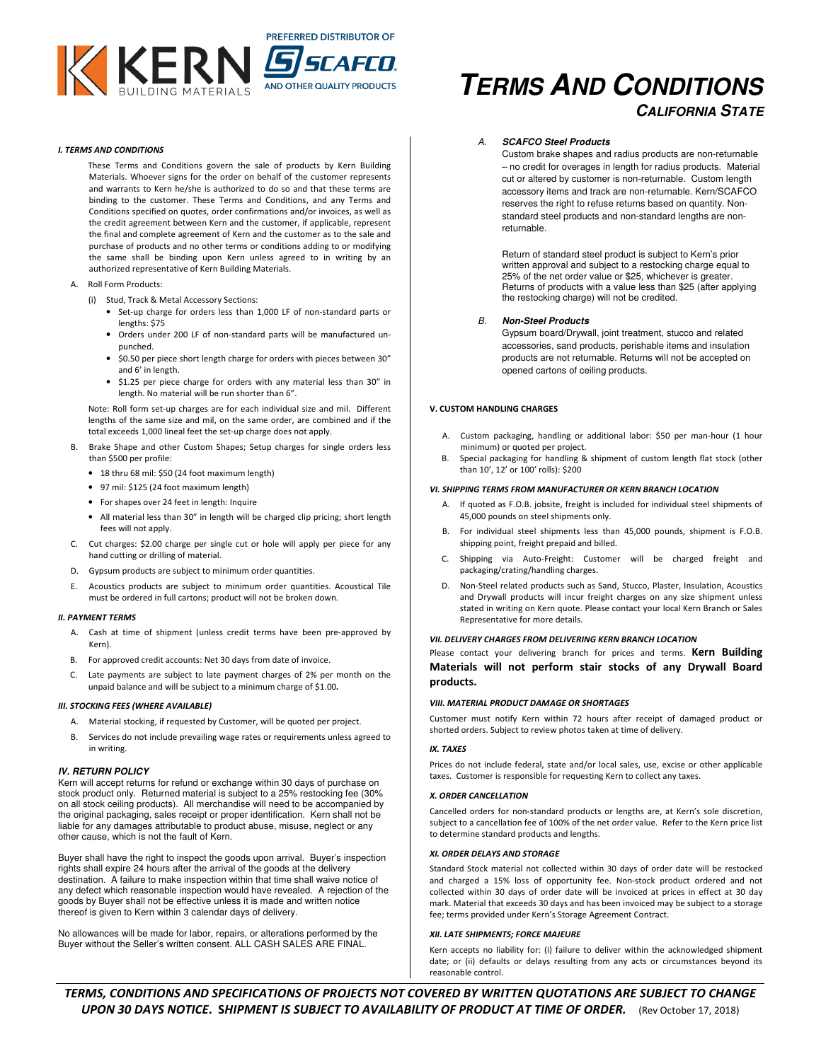KERN BUILDING MATERIALS

PREFERRED DISTRIBUTOR OF SCAFCO AND OTHER QUALITY PRODUCTS

# TERMS AND CONDITIONS

## CALIFORNIA STATE

### *I. TERMS AND CONDITIONS*

These Terms and Conditions govern the sale of products by Kern Building Materials. Whoever signs for the order on behalf of the customer represents and warrants to Kern he/she is authorized to do so and that these terms are binding to the customer. These Terms and Conditions, and any Terms and Conditions specified on quotes, order confirmations and/or invoices, as well as the credit agreement between Kern and the customer, if applicable, represent the final and complete agreement of Kern and the customer as to the sale and purchase of products and no other terms or conditions adding to or modifying the same shall be binding upon Kern unless agreed to in writing by an authorized representative of Kern Building Materials.

A. Roll Form Products:

(i) Stud, Track & Metal Accessory Sections:

- Set-up charge for orders less than 1,000 LF of non-standard parts or lengths: $75
- Orders under 200 LF of non-standard parts will be manufactured un-punched.
- $0.50 per piece short length charge for orders with pieces between 30" and 6' in length.
- $1.25 per piece charge for orders with any material less than 30" in length. No material will be run shorter than 6".

Note: Roll form set-up charges are for each individual size and mil. Different lengths of the same size and mil, on the same order, are combined and if the total exceeds 1,000 lineal feet the set-up charge does not apply.

B. Brake Shape and other Custom Shapes; Setup charges for single orders less than $500 per profile:

- 18 thru 68 mil: $50 (24 foot maximum length)
- 97 mil: $125 (24 foot maximum length)
- For shapes over 24 feet in length: Inquire
- All material less than 30" in length will be charged clip pricing; short length fees will not apply.

C. Cut charges: $2.00 charge per single cut or hole will apply per piece for any hand cutting or drilling of material.

D. Gypsum products are subject to minimum order quantities.

E. Acoustics products are subject to minimum order quantities. Acoustical Tile must be ordered in full cartons; product will not be broken down.

### *II. PAYMENT TERMS*

A. Cash at time of shipment (unless credit terms have been pre-approved by Kern).

B. For approved credit accounts: Net 30 days from date of invoice.

C. Late payments are subject to late payment charges of 2% per month on the unpaid balance and will be subject to a minimum charge of $1.00.

### *III. STOCKING FEES (WHERE AVAILABLE)*

A. Material stocking, if requested by Customer, will be quoted per project.

B. Services do not include prevailing wage rates or requirements unless agreed to in writing.

### *IV. RETURN POLICY*

Kern will accept returns for refund or exchange within 30 days of purchase on stock product only. Returned material is subject to a 25% restocking fee (30% on all stock ceiling products). All merchandise will need to be accompanied by the original packaging, sales receipt or proper identification. Kern shall not be liable for any damages attributable to product abuse, misuse, neglect or any other cause, which is not the fault of Kern.

Buyer shall have the right to inspect the goods upon arrival. Buyer's inspection rights shall expire 24 hours after the arrival of the goods at the delivery destination. A failure to make inspection within that time shall waive notice of any defect which reasonable inspection would have revealed. A rejection of the goods by Buyer shall not be effective unless it is made and written notice thereof is given to Kern within 3 calendar days of delivery.

No allowances will be made for labor, repairs, or alterations performed by the Buyer without the Seller's written consent. ALL CASH SALES ARE FINAL.

A. ***SCAFCO Steel Products***

Custom brake shapes and radius products are non-returnable – no credit for overages in length for radius products. Material cut or altered by customer is non-returnable. Custom length accessory items and track are non-returnable. Kern/SCAFCO reserves the right to refuse returns based on quantity. Non-standard steel products and non-standard lengths are non-returnable.

Return of standard steel product is subject to Kern's prior written approval and subject to a restocking charge equal to 25% of the net order value or $25, whichever is greater. Returns of products with a value less than $25 (after applying the restocking charge) will not be credited.

B. ***Non-Steel Products***

Gypsum board/Drywall, joint treatment, stucco and related accessories, sand products, perishable items and insulation products are not returnable. Returns will not be accepted on opened cartons of ceiling products.

### V. CUSTOM HANDLING CHARGES

A. Custom packaging, handling or additional labor: $50 per man-hour (1 hour minimum) or quoted per project.

B. Special packaging for handling & shipment of custom length flat stock (other than 10', 12' or 100' rolls): $200

### *VI. SHIPPING TERMS FROM MANUFACTURER OR KERN BRANCH LOCATION*

A. If quoted as F.O.B. jobsite, freight is included for individual steel shipments of 45,000 pounds on steel shipments only.

B. For individual steel shipments less than 45,000 pounds, shipment is F.O.B. shipping point, freight prepaid and billed.

C. Shipping via Auto-Freight: Customer will be charged freight and packaging/crating/handling charges.

D. Non-Steel related products such as Sand, Stucco, Plaster, Insulation, Acoustics and Drywall products will incur freight charges on any size shipment unless stated in writing on Kern quote. Please contact your local Kern Branch or Sales Representative for more details.

### *VII. DELIVERY CHARGES FROM DELIVERING KERN BRANCH LOCATION*

Please contact your delivering branch for prices and terms. **Kern Building Materials will not perform stair stocks of any Drywall Board products.**

### *VIII. MATERIAL PRODUCT DAMAGE OR SHORTAGES*

Customer must notify Kern within 72 hours after receipt of damaged product or shorted orders. Subject to review photos taken at time of delivery.

### *IX. TAXES*

Prices do not include federal, state and/or local sales, use, excise or other applicable taxes. Customer is responsible for requesting Kern to collect any taxes.

### *X. ORDER CANCELLATION*

Cancelled orders for non-standard products or lengths are, at Kern's sole discretion, subject to a cancellation fee of 100% of the net order value. Refer to the Kern price list to determine standard products and lengths.

### *XI. ORDER DELAYS AND STORAGE*

Standard Stock material not collected within 30 days of order date will be restocked and charged a 15% loss of opportunity fee. Non-stock product ordered and not collected within 30 days of order date will be invoiced at prices in effect at 30 day mark. Material that exceeds 30 days and has been invoiced may be subject to a storage fee; terms provided under Kern's Storage Agreement Contract.

### *XII. LATE SHIPMENTS; FORCE MAJEURE*

Kern accepts no liability for: (i) failure to deliver within the acknowledged shipment date; or (ii) defaults or delays resulting from any acts or circumstances beyond its reasonable control.

***TERMS, CONDITIONS AND SPECIFICATIONS OF PROJECTS NOT COVERED BY WRITTEN QUOTATIONS ARE SUBJECT TO CHANGE UPON 30 DAYS NOTICE. SHIPMENT IS SUBJECT TO AVAILABILITY OF PRODUCT AT TIME OF ORDER.*** (Rev October 17, 2018)